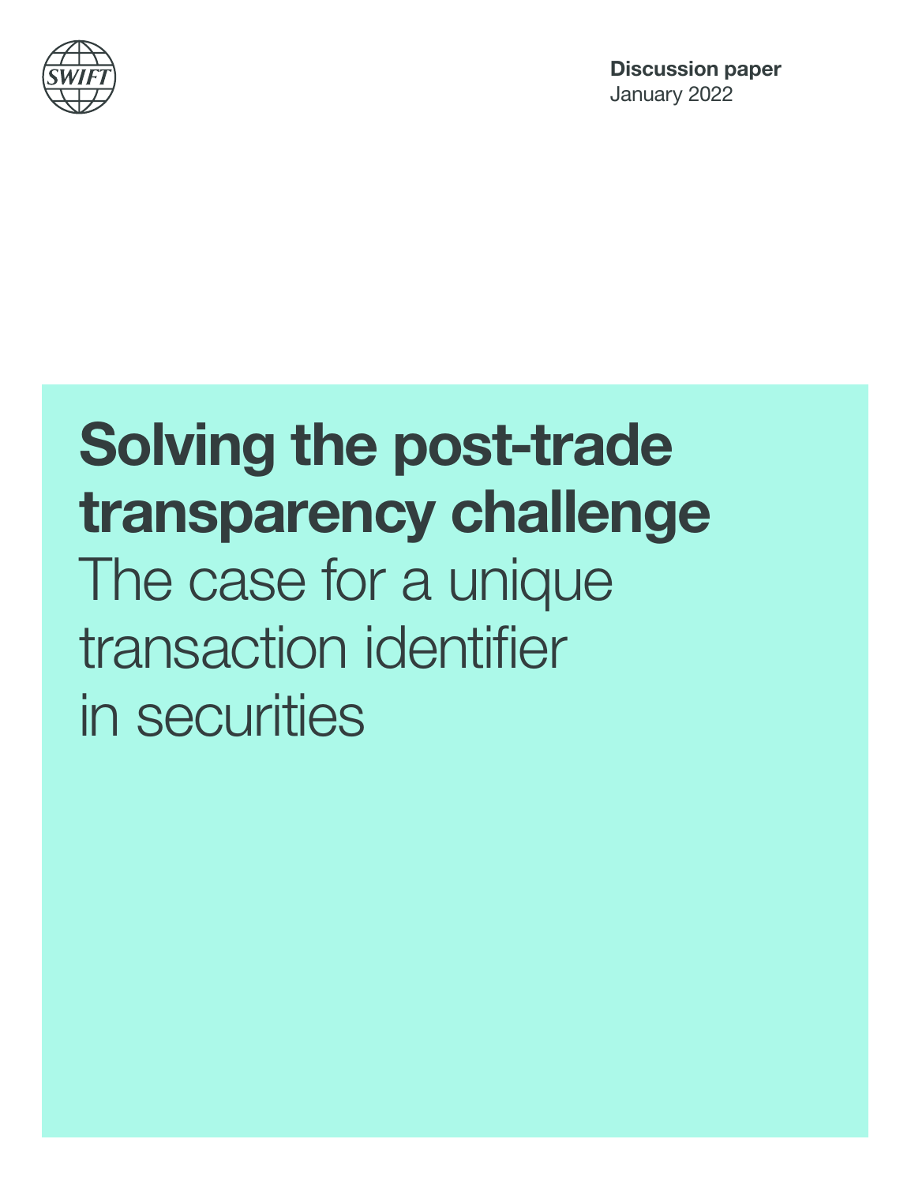**Discussion paper**
January 2022

# Solving the post-trade transparency challenge

## The case for a unique transaction identifier in securities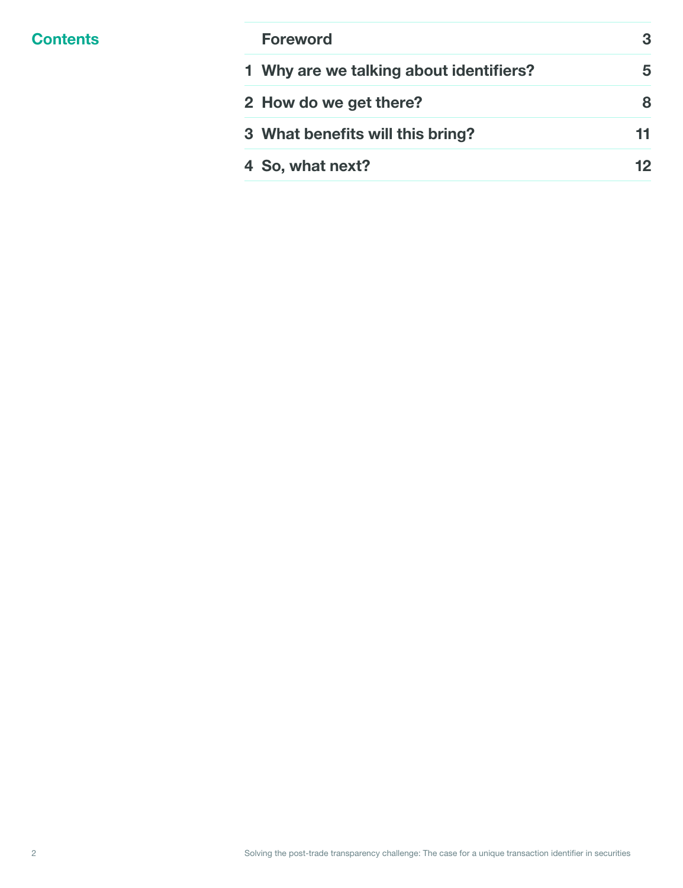## Contents

| | | |
|---|---|---|
| | Foreword | 3 |
| 1 | Why are we talking about identifiers? | 5 |
| 2 | How do we get there? | 8 |
| 3 | What benefits will this bring? | 11 |
| 4 | So, what next? | 12 |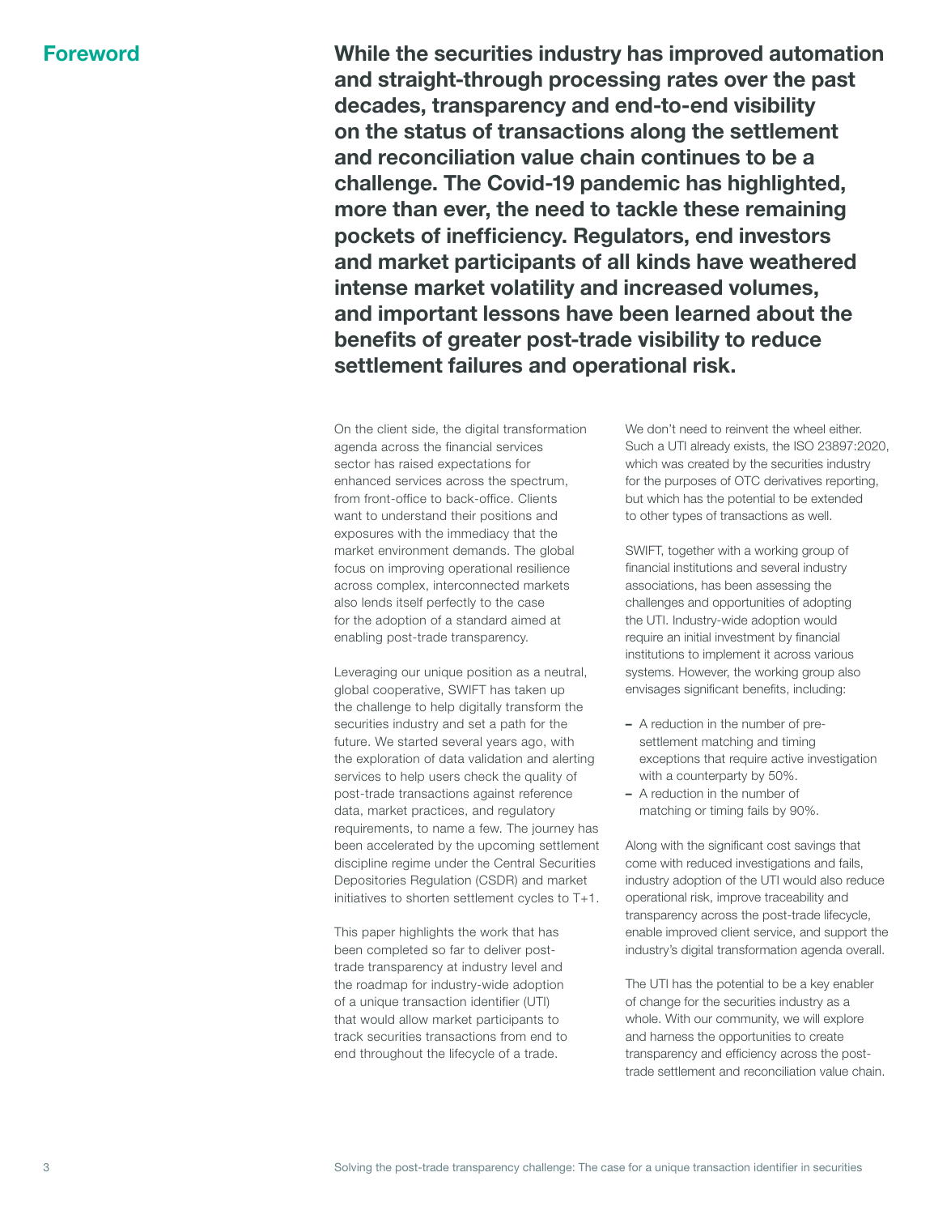# Foreword

**While the securities industry has improved automation and straight-through processing rates over the past decades, transparency and end-to-end visibility on the status of transactions along the settlement and reconciliation value chain continues to be a challenge. The Covid-19 pandemic has highlighted, more than ever, the need to tackle these remaining pockets of inefficiency. Regulators, end investors and market participants of all kinds have weathered intense market volatility and increased volumes, and important lessons have been learned about the benefits of greater post-trade visibility to reduce settlement failures and operational risk.**

On the client side, the digital transformation agenda across the financial services sector has raised expectations for enhanced services across the spectrum, from front-office to back-office. Clients want to understand their positions and exposures with the immediacy that the market environment demands. The global focus on improving operational resilience across complex, interconnected markets also lends itself perfectly to the case for the adoption of a standard aimed at enabling post-trade transparency.

Leveraging our unique position as a neutral, global cooperative, SWIFT has taken up the challenge to help digitally transform the securities industry and set a path for the future. We started several years ago, with the exploration of data validation and alerting services to help users check the quality of post-trade transactions against reference data, market practices, and regulatory requirements, to name a few. The journey has been accelerated by the upcoming settlement discipline regime under the Central Securities Depositories Regulation (CSDR) and market initiatives to shorten settlement cycles to T+1.

This paper highlights the work that has been completed so far to deliver post-trade transparency at industry level and the roadmap for industry-wide adoption of a unique transaction identifier (UTI) that would allow market participants to track securities transactions from end to end throughout the lifecycle of a trade.

We don't need to reinvent the wheel either. Such a UTI already exists, the ISO 23897:2020, which was created by the securities industry for the purposes of OTC derivatives reporting, but which has the potential to be extended to other types of transactions as well.

SWIFT, together with a working group of financial institutions and several industry associations, has been assessing the challenges and opportunities of adopting the UTI. Industry-wide adoption would require an initial investment by financial institutions to implement it across various systems. However, the working group also envisages significant benefits, including:

- A reduction in the number of pre-settlement matching and timing exceptions that require active investigation with a counterparty by 50%.
- A reduction in the number of matching or timing fails by 90%.

Along with the significant cost savings that come with reduced investigations and fails, industry adoption of the UTI would also reduce operational risk, improve traceability and transparency across the post-trade lifecycle, enable improved client service, and support the industry's digital transformation agenda overall.

The UTI has the potential to be a key enabler of change for the securities industry as a whole. With our community, we will explore and harness the opportunities to create transparency and efficiency across the post-trade settlement and reconciliation value chain.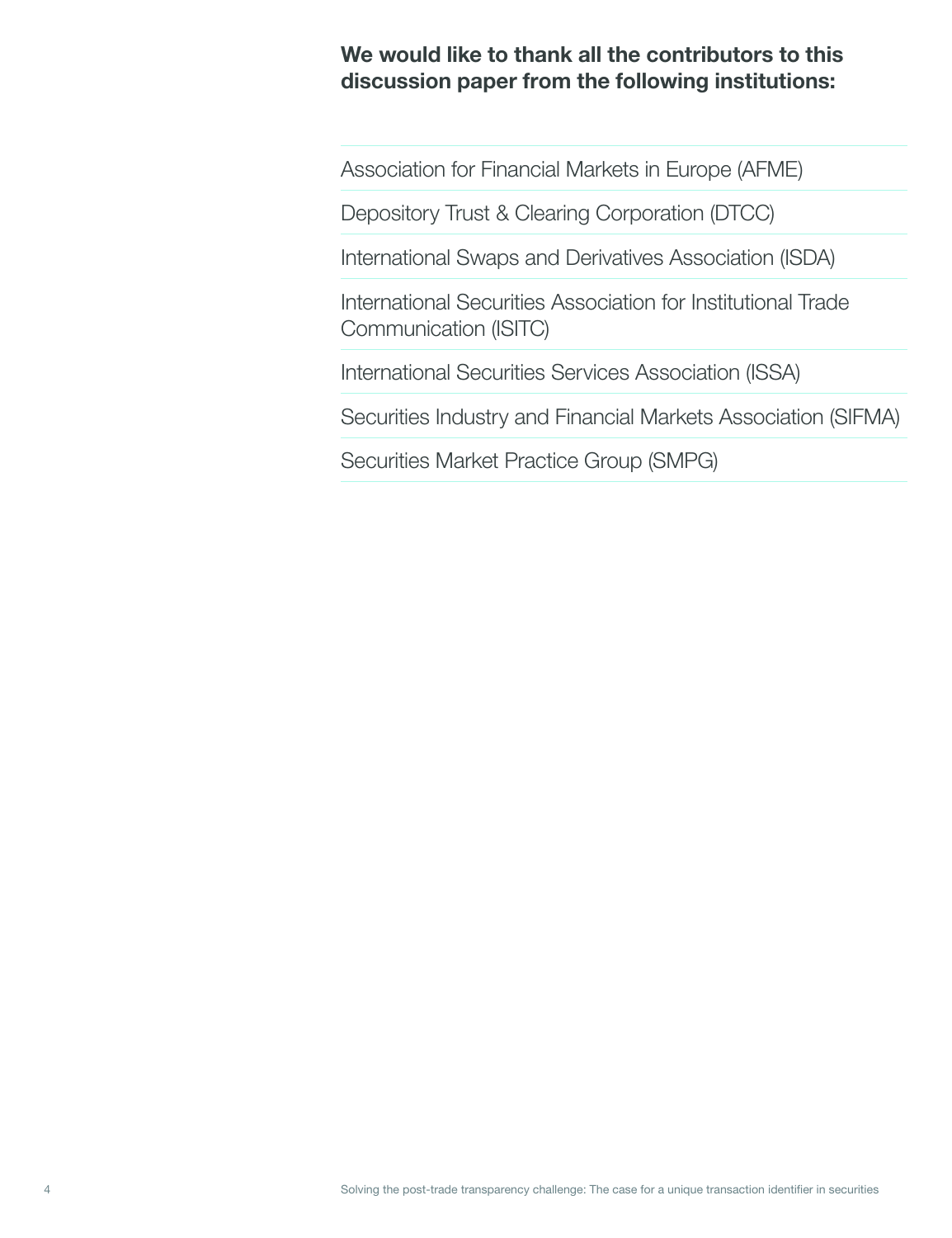**We would like to thank all the contributors to this discussion paper from the following institutions:**

- Association for Financial Markets in Europe (AFME)
- Depository Trust & Clearing Corporation (DTCC)
- International Swaps and Derivatives Association (ISDA)
- International Securities Association for Institutional Trade Communication (ISITC)
- International Securities Services Association (ISSA)
- Securities Industry and Financial Markets Association (SIFMA)
- Securities Market Practice Group (SMPG)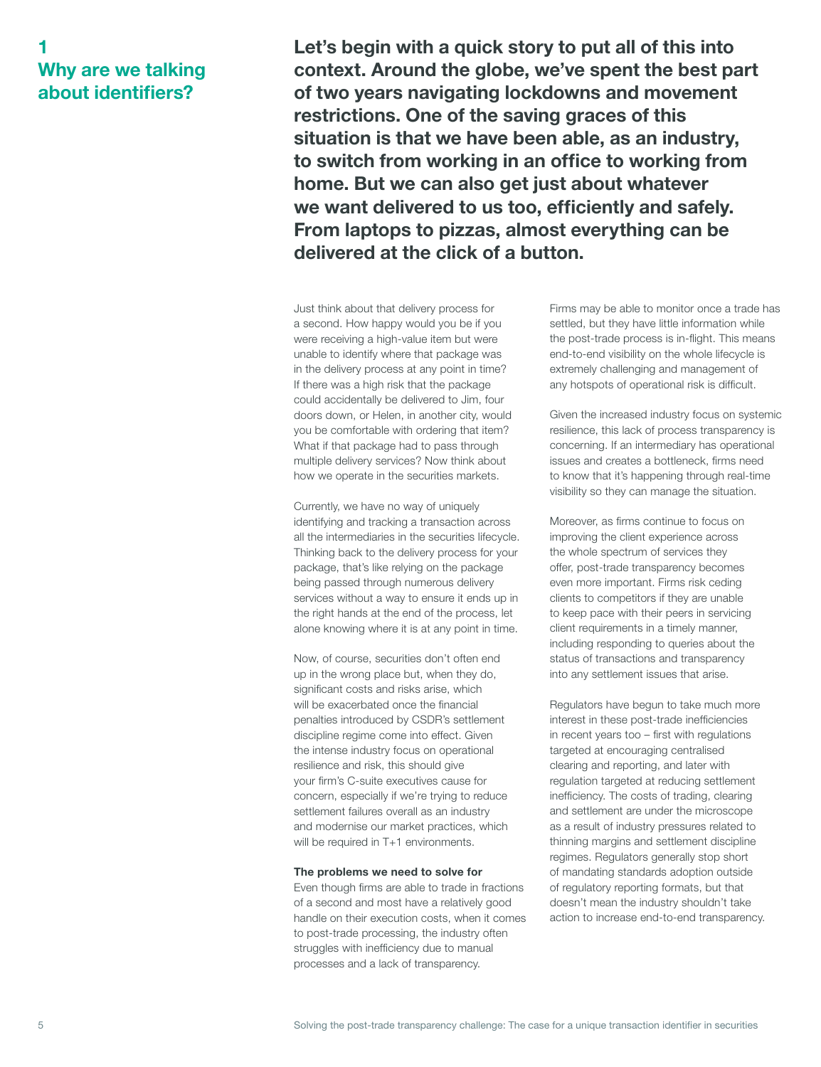# 1 Why are we talking about identifiers?

**Let's begin with a quick story to put all of this into context. Around the globe, we've spent the best part of two years navigating lockdowns and movement restrictions. One of the saving graces of this situation is that we have been able, as an industry, to switch from working in an office to working from home. But we can also get just about whatever we want delivered to us too, efficiently and safely. From laptops to pizzas, almost everything can be delivered at the click of a button.**

Just think about that delivery process for a second. How happy would you be if you were receiving a high-value item but were unable to identify where that package was in the delivery process at any point in time? If there was a high risk that the package could accidentally be delivered to Jim, four doors down, or Helen, in another city, would you be comfortable with ordering that item? What if that package had to pass through multiple delivery services? Now think about how we operate in the securities markets.

Currently, we have no way of uniquely identifying and tracking a transaction across all the intermediaries in the securities lifecycle. Thinking back to the delivery process for your package, that's like relying on the package being passed through numerous delivery services without a way to ensure it ends up in the right hands at the end of the process, let alone knowing where it is at any point in time.

Now, of course, securities don't often end up in the wrong place but, when they do, significant costs and risks arise, which will be exacerbated once the financial penalties introduced by CSDR's settlement discipline regime come into effect. Given the intense industry focus on operational resilience and risk, this should give your firm's C-suite executives cause for concern, especially if we're trying to reduce settlement failures overall as an industry and modernise our market practices, which will be required in T+1 environments.

**The problems we need to solve for**

Even though firms are able to trade in fractions of a second and most have a relatively good handle on their execution costs, when it comes to post-trade processing, the industry often struggles with inefficiency due to manual processes and a lack of transparency.

Firms may be able to monitor once a trade has settled, but they have little information while the post-trade process is in-flight. This means end-to-end visibility on the whole lifecycle is extremely challenging and management of any hotspots of operational risk is difficult.

Given the increased industry focus on systemic resilience, this lack of process transparency is concerning. If an intermediary has operational issues and creates a bottleneck, firms need to know that it's happening through real-time visibility so they can manage the situation.

Moreover, as firms continue to focus on improving the client experience across the whole spectrum of services they offer, post-trade transparency becomes even more important. Firms risk ceding clients to competitors if they are unable to keep pace with their peers in servicing client requirements in a timely manner, including responding to queries about the status of transactions and transparency into any settlement issues that arise.

Regulators have begun to take much more interest in these post-trade inefficiencies in recent years too – first with regulations targeted at encouraging centralised clearing and reporting, and later with regulation targeted at reducing settlement inefficiency. The costs of trading, clearing and settlement are under the microscope as a result of industry pressures related to thinning margins and settlement discipline regimes. Regulators generally stop short of mandating standards adoption outside of regulatory reporting formats, but that doesn't mean the industry shouldn't take action to increase end-to-end transparency.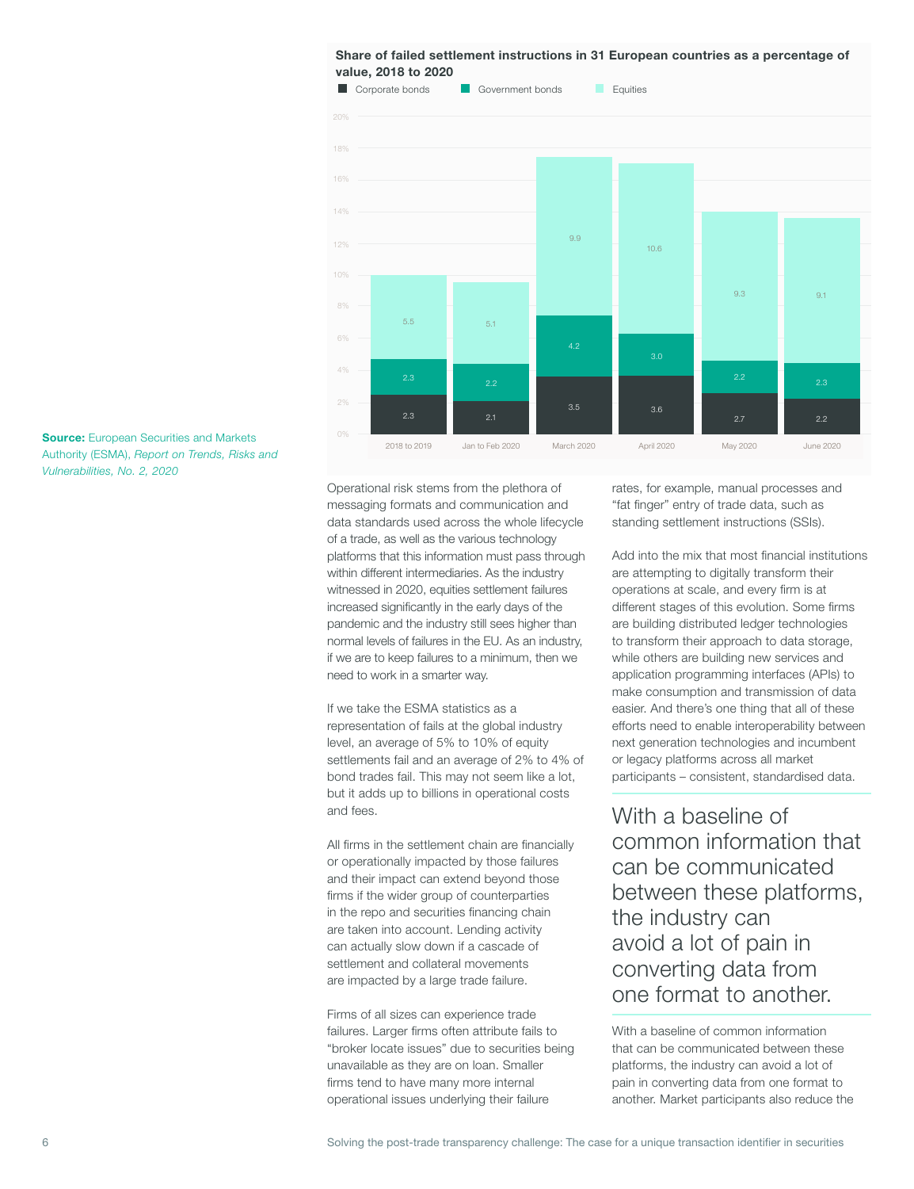**Share of failed settlement instructions in 31 European countries as a percentage of value, 2018 to 2020**

| | Corporate bonds | Government bonds | Equities |
|---|---|---|---|
| 2018 to 2019 | 2.3 | 2.3 | 5.5 |
| Jan to Feb 2020 | 2.1 | 2.2 | 5.1 |
| March 2020 | 3.5 | 4.2 | 9.9 |
| April 2020 | 3.6 | 3.0 | 10.6 |
| May 2020 | 2.7 | 2.2 | 9.3 |
| June 2020 | 2.2 | 2.3 | 9.1 |

**Source:** European Securities and Markets Authority (ESMA), *Report on Trends, Risks and Vulnerabilities, No. 2, 2020*

Operational risk stems from the plethora of messaging formats and communication and data standards used across the whole lifecycle of a trade, as well as the various technology platforms that this information must pass through within different intermediaries. As the industry witnessed in 2020, equities settlement failures increased significantly in the early days of the pandemic and the industry still sees higher than normal levels of failures in the EU. As an industry, if we are to keep failures to a minimum, then we need to work in a smarter way.

If we take the ESMA statistics as a representation of fails at the global industry level, an average of 5% to 10% of equity settlements fail and an average of 2% to 4% of bond trades fail. This may not seem like a lot, but it adds up to billions in operational costs and fees.

All firms in the settlement chain are financially or operationally impacted by those failures and their impact can extend beyond those firms if the wider group of counterparties in the repo and securities financing chain are taken into account. Lending activity can actually slow down if a cascade of settlement and collateral movements are impacted by a large trade failure.

Firms of all sizes can experience trade failures. Larger firms often attribute fails to "broker locate issues" due to securities being unavailable as they are on loan. Smaller firms tend to have many more internal operational issues underlying their failure rates, for example, manual processes and "fat finger" entry of trade data, such as standing settlement instructions (SSIs).

Add into the mix that most financial institutions are attempting to digitally transform their operations at scale, and every firm is at different stages of this evolution. Some firms are building distributed ledger technologies to transform their approach to data storage, while others are building new services and application programming interfaces (APIs) to make consumption and transmission of data easier. And there's one thing that all of these efforts need to enable interoperability between next generation technologies and incumbent or legacy platforms across all market participants – consistent, standardised data.

> With a baseline of common information that can be communicated between these platforms, the industry can avoid a lot of pain in converting data from one format to another.

With a baseline of common information that can be communicated between these platforms, the industry can avoid a lot of pain in converting data from one format to another. Market participants also reduce the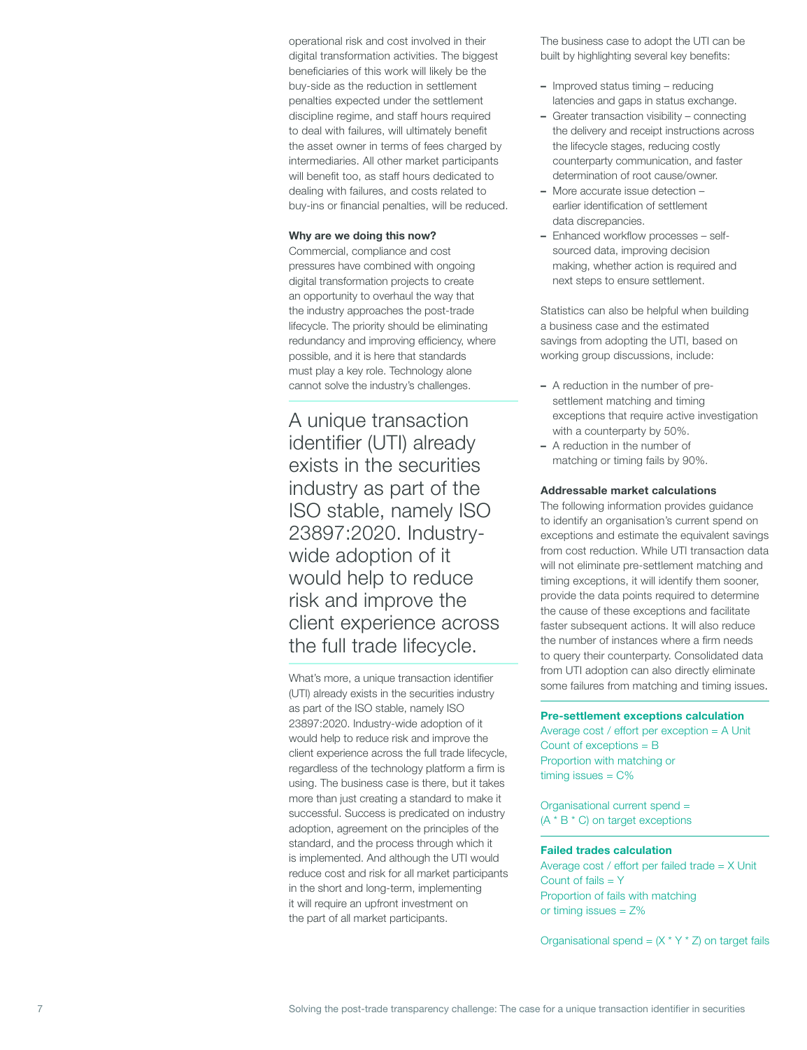operational risk and cost involved in their digital transformation activities. The biggest beneficiaries of this work will likely be the buy-side as the reduction in settlement penalties expected under the settlement discipline regime, and staff hours required to deal with failures, will ultimately benefit the asset owner in terms of fees charged by intermediaries. All other market participants will benefit too, as staff hours dedicated to dealing with failures, and costs related to buy-ins or financial penalties, will be reduced.

**Why are we doing this now?**

Commercial, compliance and cost pressures have combined with ongoing digital transformation projects to create an opportunity to overhaul the way that the industry approaches the post-trade lifecycle. The priority should be eliminating redundancy and improving efficiency, where possible, and it is here that standards must play a key role. Technology alone cannot solve the industry's challenges.

> A unique transaction identifier (UTI) already exists in the securities industry as part of the ISO stable, namely ISO 23897:2020. Industry-wide adoption of it would help to reduce risk and improve the client experience across the full trade lifecycle.

What's more, a unique transaction identifier (UTI) already exists in the securities industry as part of the ISO stable, namely ISO 23897:2020. Industry-wide adoption of it would help to reduce risk and improve the client experience across the full trade lifecycle, regardless of the technology platform a firm is using. The business case is there, but it takes more than just creating a standard to make it successful. Success is predicated on industry adoption, agreement on the principles of the standard, and the process through which it is implemented. And although the UTI would reduce cost and risk for all market participants in the short and long-term, implementing it will require an upfront investment on the part of all market participants.

The business case to adopt the UTI can be built by highlighting several key benefits:

- Improved status timing – reducing latencies and gaps in status exchange.
- Greater transaction visibility – connecting the delivery and receipt instructions across the lifecycle stages, reducing costly counterparty communication, and faster determination of root cause/owner.
- More accurate issue detection – earlier identification of settlement data discrepancies.
- Enhanced workflow processes – self-sourced data, improving decision making, whether action is required and next steps to ensure settlement.

Statistics can also be helpful when building a business case and the estimated savings from adopting the UTI, based on working group discussions, include:

- A reduction in the number of pre-settlement matching and timing exceptions that require active investigation with a counterparty by 50%.
- A reduction in the number of matching or timing fails by 90%.

**Addressable market calculations**

The following information provides guidance to identify an organisation's current spend on exceptions and estimate the equivalent savings from cost reduction. While UTI transaction data will not eliminate pre-settlement matching and timing exceptions, it will identify them sooner, provide the data points required to determine the cause of these exceptions and facilitate faster subsequent actions. It will also reduce the number of instances where a firm needs to query their counterparty. Consolidated data from UTI adoption can also directly eliminate some failures from matching and timing issues.

**Pre-settlement exceptions calculation**

Average cost / effort per exception = A Unit
Count of exceptions = B
Proportion with matching or timing issues = C%

Organisational current spend = (A * B * C) on target exceptions

**Failed trades calculation**

Average cost / effort per failed trade = X Unit
Count of fails = Y
Proportion of fails with matching or timing issues = Z%

Organisational spend = (X * Y * Z) on target fails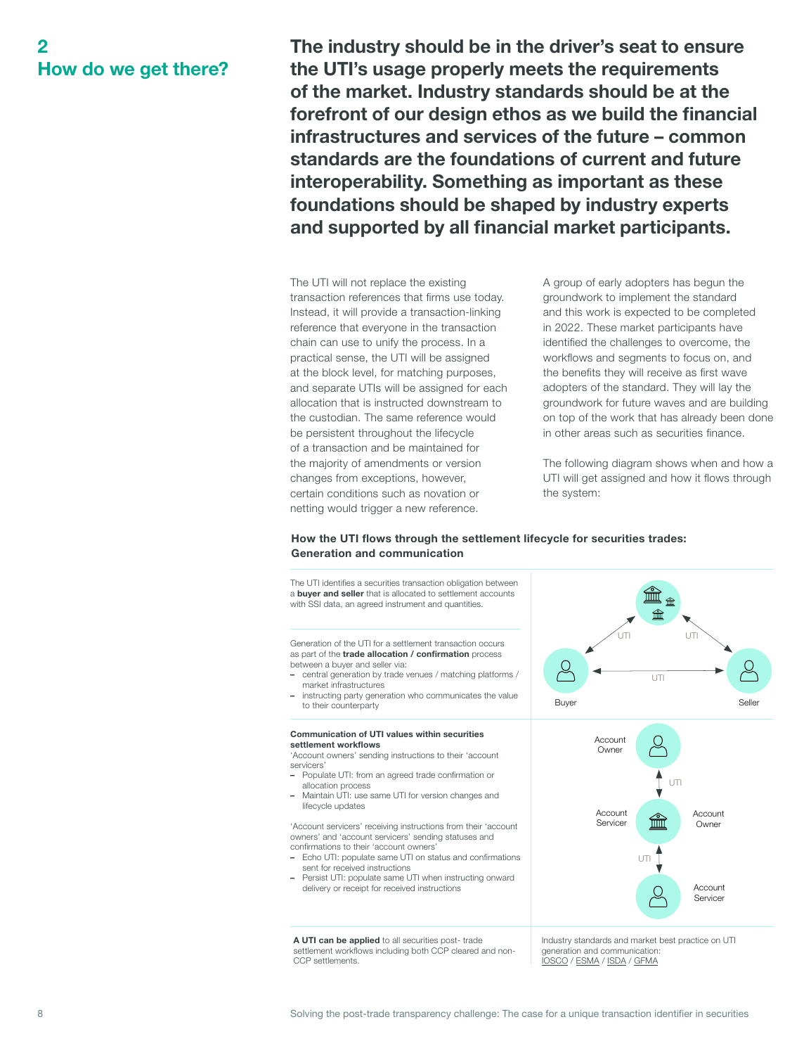## 2 How do we get there?

**The industry should be in the driver's seat to ensure the UTI's usage properly meets the requirements of the market. Industry standards should be at the forefront of our design ethos as we build the financial infrastructures and services of the future – common standards are the foundations of current and future interoperability. Something as important as these foundations should be shaped by industry experts and supported by all financial market participants.**

The UTI will not replace the existing transaction references that firms use today. Instead, it will provide a transaction-linking reference that everyone in the transaction chain can use to unify the process. In a practical sense, the UTI will be assigned at the block level, for matching purposes, and separate UTIs will be assigned for each allocation that is instructed downstream to the custodian. The same reference would be persistent throughout the lifecycle of a transaction and be maintained for the majority of amendments or version changes from exceptions, however, certain conditions such as novation or netting would trigger a new reference.

A group of early adopters has begun the groundwork to implement the standard and this work is expected to be completed in 2022. These market participants have identified the challenges to overcome, the workflows and segments to focus on, and the benefits they will receive as first wave adopters of the standard. They will lay the groundwork for future waves and are building on top of the work that has already been done in other areas such as securities finance.

The following diagram shows when and how a UTI will get assigned and how it flows through the system:

**How the UTI flows through the settlement lifecycle for securities trades: Generation and communication**

The UTI identifies a securities transaction obligation between a **buyer and seller** that is allocated to settlement accounts with SSI data, an agreed instrument and quantities.

Generation of the UTI for a settlement transaction occurs as part of the **trade allocation / confirmation** process between a buyer and seller via:

- central generation by trade venues / matching platforms / market infrastructures
- instructing party generation who communicates the value to their counterparty

Buyer — UTI — Seller; Buyer — UTI — market infrastructure; Seller — UTI — market infrastructure

**Communication of UTI values within securities settlement workflows**

'Account owners' sending instructions to their 'account servicers'

- Populate UTI: from an agreed trade confirmation or allocation process
- Maintain UTI: use same UTI for version changes and lifecycle updates

'Account servicers' receiving instructions from their 'account owners' and 'account servicers' sending statuses and confirmations to their 'account owners'

- Echo UTI: populate same UTI on status and confirmations sent for received instructions
- Persist UTI: populate same UTI when instructing onward delivery or receipt for received instructions

Account Owner — UTI — Account Servicer / Account Owner — UTI — Account Servicer

**A UTI can be applied** to all securities post- trade settlement workflows including both CCP cleared and non-CCP settlements.

Industry standards and market best practice on UTI generation and communication: IOSCO / ESMA / ISDA / GFMA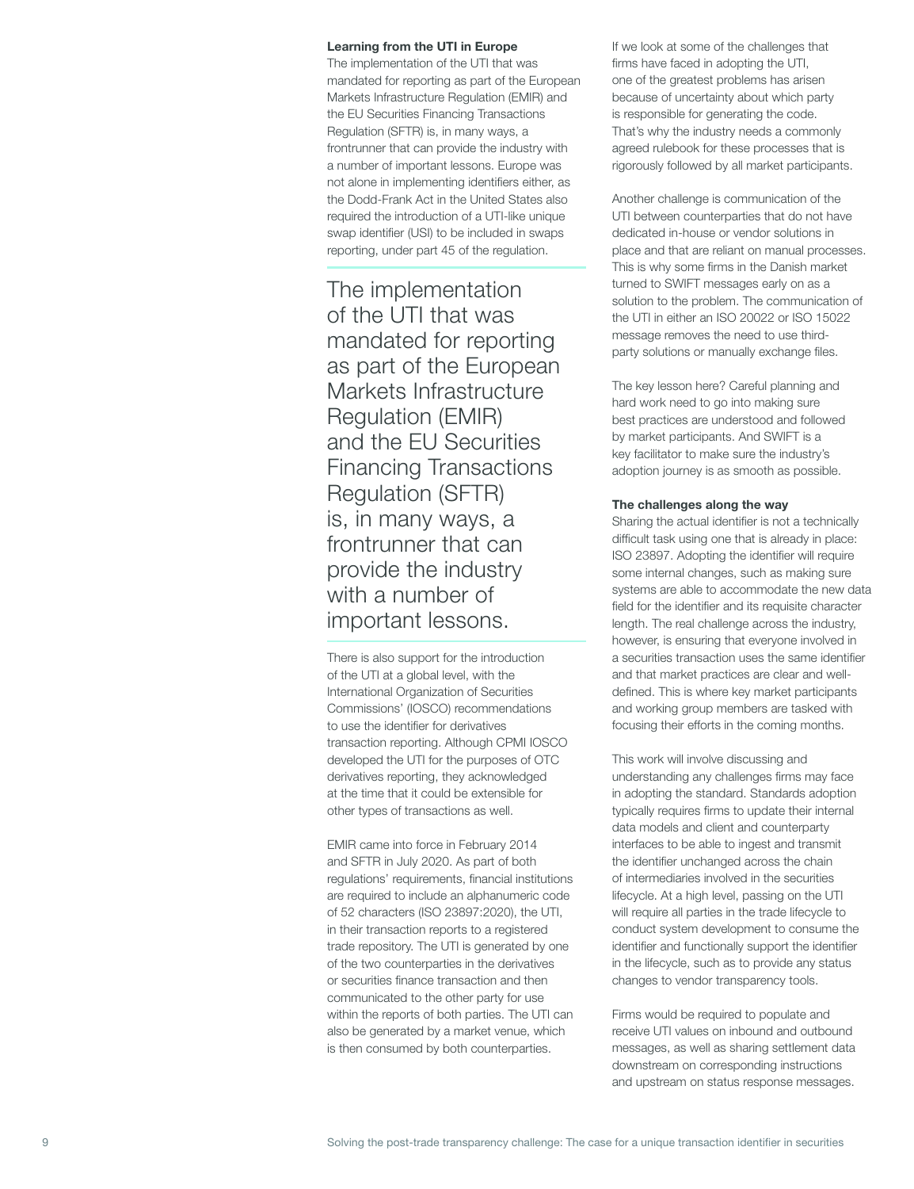### Learning from the UTI in Europe

The implementation of the UTI that was mandated for reporting as part of the European Markets Infrastructure Regulation (EMIR) and the EU Securities Financing Transactions Regulation (SFTR) is, in many ways, a frontrunner that can provide the industry with a number of important lessons. Europe was not alone in implementing identifiers either, as the Dodd-Frank Act in the United States also required the introduction of a UTI-like unique swap identifier (USI) to be included in swaps reporting, under part 45 of the regulation.

> The implementation of the UTI that was mandated for reporting as part of the European Markets Infrastructure Regulation (EMIR) and the EU Securities Financing Transactions Regulation (SFTR) is, in many ways, a frontrunner that can provide the industry with a number of important lessons.

There is also support for the introduction of the UTI at a global level, with the International Organization of Securities Commissions' (IOSCO) recommendations to use the identifier for derivatives transaction reporting. Although CPMI IOSCO developed the UTI for the purposes of OTC derivatives reporting, they acknowledged at the time that it could be extensible for other types of transactions as well.

EMIR came into force in February 2014 and SFTR in July 2020. As part of both regulations' requirements, financial institutions are required to include an alphanumeric code of 52 characters (ISO 23897:2020), the UTI, in their transaction reports to a registered trade repository. The UTI is generated by one of the two counterparties in the derivatives or securities finance transaction and then communicated to the other party for use within the reports of both parties. The UTI can also be generated by a market venue, which is then consumed by both counterparties.

If we look at some of the challenges that firms have faced in adopting the UTI, one of the greatest problems has arisen because of uncertainty about which party is responsible for generating the code. That's why the industry needs a commonly agreed rulebook for these processes that is rigorously followed by all market participants.

Another challenge is communication of the UTI between counterparties that do not have dedicated in-house or vendor solutions in place and that are reliant on manual processes. This is why some firms in the Danish market turned to SWIFT messages early on as a solution to the problem. The communication of the UTI in either an ISO 20022 or ISO 15022 message removes the need to use third-party solutions or manually exchange files.

The key lesson here? Careful planning and hard work need to go into making sure best practices are understood and followed by market participants. And SWIFT is a key facilitator to make sure the industry's adoption journey is as smooth as possible.

### The challenges along the way

Sharing the actual identifier is not a technically difficult task using one that is already in place: ISO 23897. Adopting the identifier will require some internal changes, such as making sure systems are able to accommodate the new data field for the identifier and its requisite character length. The real challenge across the industry, however, is ensuring that everyone involved in a securities transaction uses the same identifier and that market practices are clear and well-defined. This is where key market participants and working group members are tasked with focusing their efforts in the coming months.

This work will involve discussing and understanding any challenges firms may face in adopting the standard. Standards adoption typically requires firms to update their internal data models and client and counterparty interfaces to be able to ingest and transmit the identifier unchanged across the chain of intermediaries involved in the securities lifecycle. At a high level, passing on the UTI will require all parties in the trade lifecycle to conduct system development to consume the identifier and functionally support the identifier in the lifecycle, such as to provide any status changes to vendor transparency tools.

Firms would be required to populate and receive UTI values on inbound and outbound messages, as well as sharing settlement data downstream on corresponding instructions and upstream on status response messages.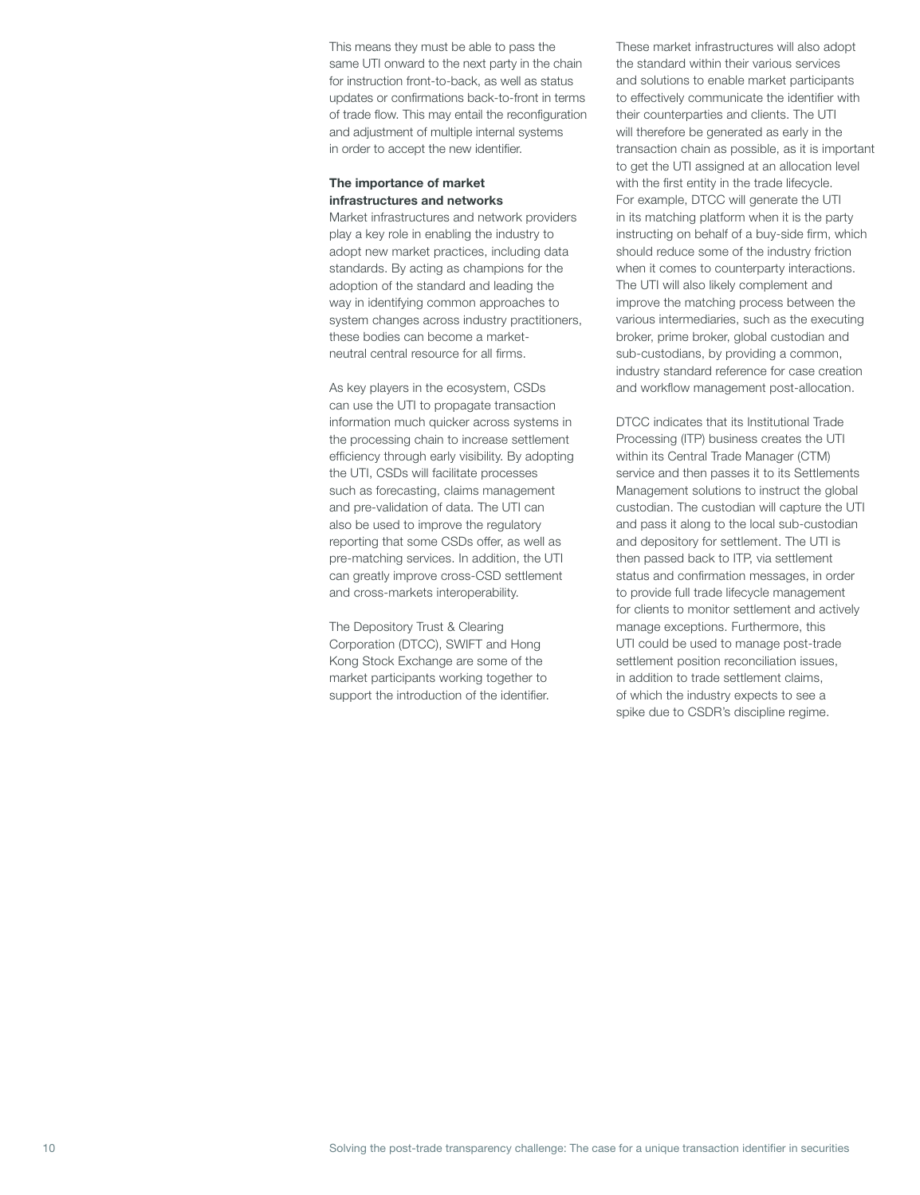This means they must be able to pass the same UTI onward to the next party in the chain for instruction front-to-back, as well as status updates or confirmations back-to-front in terms of trade flow. This may entail the reconfiguration and adjustment of multiple internal systems in order to accept the new identifier.

**The importance of market infrastructures and networks**

Market infrastructures and network providers play a key role in enabling the industry to adopt new market practices, including data standards. By acting as champions for the adoption of the standard and leading the way in identifying common approaches to system changes across industry practitioners, these bodies can become a market-neutral central resource for all firms.

As key players in the ecosystem, CSDs can use the UTI to propagate transaction information much quicker across systems in the processing chain to increase settlement efficiency through early visibility. By adopting the UTI, CSDs will facilitate processes such as forecasting, claims management and pre-validation of data. The UTI can also be used to improve the regulatory reporting that some CSDs offer, as well as pre-matching services. In addition, the UTI can greatly improve cross-CSD settlement and cross-markets interoperability.

The Depository Trust & Clearing Corporation (DTCC), SWIFT and Hong Kong Stock Exchange are some of the market participants working together to support the introduction of the identifier.

These market infrastructures will also adopt the standard within their various services and solutions to enable market participants to effectively communicate the identifier with their counterparties and clients. The UTI will therefore be generated as early in the transaction chain as possible, as it is important to get the UTI assigned at an allocation level with the first entity in the trade lifecycle. For example, DTCC will generate the UTI in its matching platform when it is the party instructing on behalf of a buy-side firm, which should reduce some of the industry friction when it comes to counterparty interactions. The UTI will also likely complement and improve the matching process between the various intermediaries, such as the executing broker, prime broker, global custodian and sub-custodians, by providing a common, industry standard reference for case creation and workflow management post-allocation.

DTCC indicates that its Institutional Trade Processing (ITP) business creates the UTI within its Central Trade Manager (CTM) service and then passes it to its Settlements Management solutions to instruct the global custodian. The custodian will capture the UTI and pass it along to the local sub-custodian and depository for settlement. The UTI is then passed back to ITP, via settlement status and confirmation messages, in order to provide full trade lifecycle management for clients to monitor settlement and actively manage exceptions. Furthermore, this UTI could be used to manage post-trade settlement position reconciliation issues, in addition to trade settlement claims, of which the industry expects to see a spike due to CSDR's discipline regime.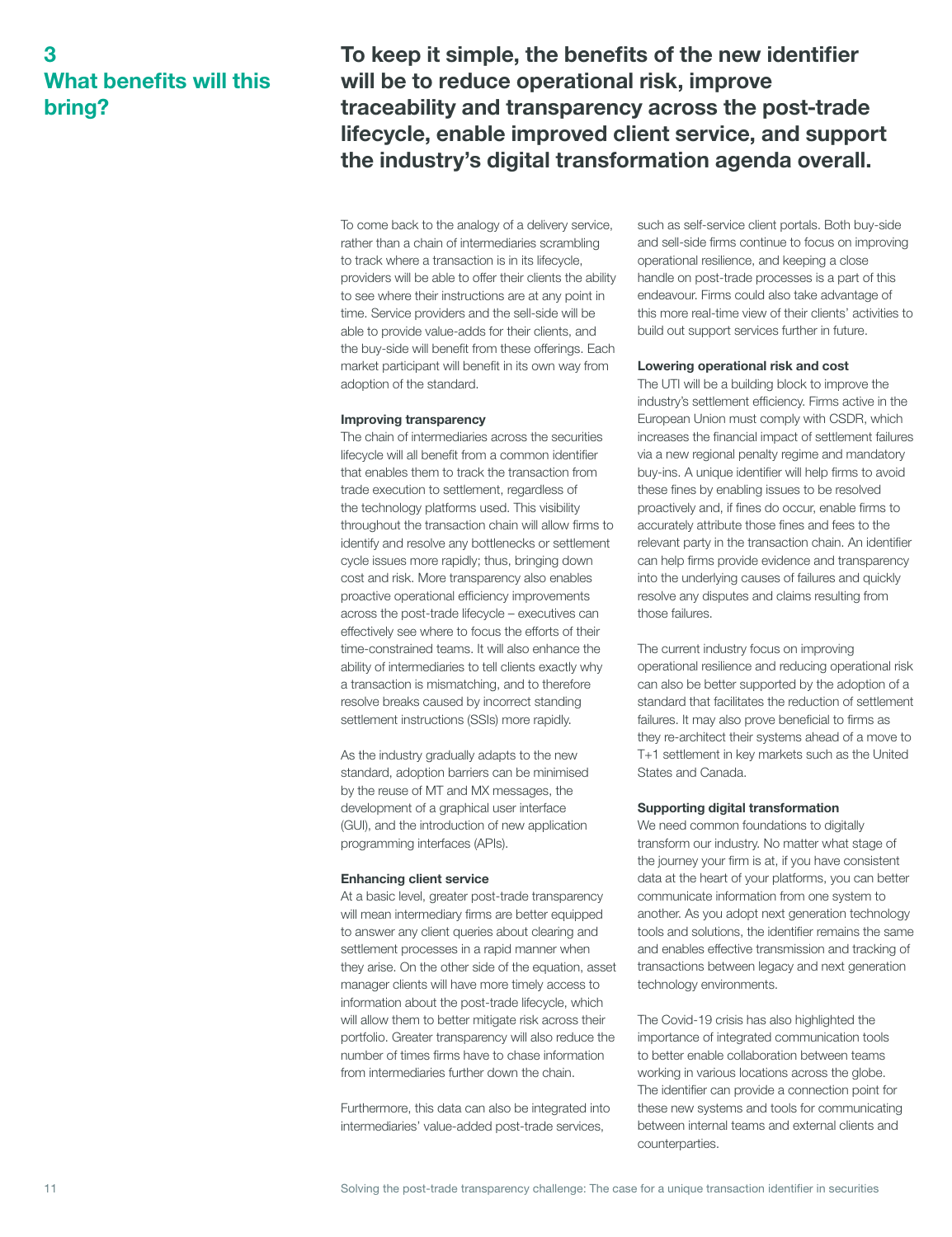## 3 What benefits will this bring?

**To keep it simple, the benefits of the new identifier will be to reduce operational risk, improve traceability and transparency across the post-trade lifecycle, enable improved client service, and support the industry's digital transformation agenda overall.**

To come back to the analogy of a delivery service, rather than a chain of intermediaries scrambling to track where a transaction is in its lifecycle, providers will be able to offer their clients the ability to see where their instructions are at any point in time. Service providers and the sell-side will be able to provide value-adds for their clients, and the buy-side will benefit from these offerings. Each market participant will benefit in its own way from adoption of the standard.

**Improving transparency**

The chain of intermediaries across the securities lifecycle will all benefit from a common identifier that enables them to track the transaction from trade execution to settlement, regardless of the technology platforms used. This visibility throughout the transaction chain will allow firms to identify and resolve any bottlenecks or settlement cycle issues more rapidly; thus, bringing down cost and risk. More transparency also enables proactive operational efficiency improvements across the post-trade lifecycle – executives can effectively see where to focus the efforts of their time-constrained teams. It will also enhance the ability of intermediaries to tell clients exactly why a transaction is mismatching, and to therefore resolve breaks caused by incorrect standing settlement instructions (SSIs) more rapidly.

As the industry gradually adapts to the new standard, adoption barriers can be minimised by the reuse of MT and MX messages, the development of a graphical user interface (GUI), and the introduction of new application programming interfaces (APIs).

**Enhancing client service**

At a basic level, greater post-trade transparency will mean intermediary firms are better equipped to answer any client queries about clearing and settlement processes in a rapid manner when they arise. On the other side of the equation, asset manager clients will have more timely access to information about the post-trade lifecycle, which will allow them to better mitigate risk across their portfolio. Greater transparency will also reduce the number of times firms have to chase information from intermediaries further down the chain.

Furthermore, this data can also be integrated into intermediaries' value-added post-trade services, such as self-service client portals. Both buy-side and sell-side firms continue to focus on improving operational resilience, and keeping a close handle on post-trade processes is a part of this endeavour. Firms could also take advantage of this more real-time view of their clients' activities to build out support services further in future.

**Lowering operational risk and cost**

The UTI will be a building block to improve the industry's settlement efficiency. Firms active in the European Union must comply with CSDR, which increases the financial impact of settlement failures via a new regional penalty regime and mandatory buy-ins. A unique identifier will help firms to avoid these fines by enabling issues to be resolved proactively and, if fines do occur, enable firms to accurately attribute those fines and fees to the relevant party in the transaction chain. An identifier can help firms provide evidence and transparency into the underlying causes of failures and quickly resolve any disputes and claims resulting from those failures.

The current industry focus on improving operational resilience and reducing operational risk can also be better supported by the adoption of a standard that facilitates the reduction of settlement failures. It may also prove beneficial to firms as they re-architect their systems ahead of a move to T+1 settlement in key markets such as the United States and Canada.

**Supporting digital transformation**

We need common foundations to digitally transform our industry. No matter what stage of the journey your firm is at, if you have consistent data at the heart of your platforms, you can better communicate information from one system to another. As you adopt next generation technology tools and solutions, the identifier remains the same and enables effective transmission and tracking of transactions between legacy and next generation technology environments.

The Covid-19 crisis has also highlighted the importance of integrated communication tools to better enable collaboration between teams working in various locations across the globe. The identifier can provide a connection point for these new systems and tools for communicating between internal teams and external clients and counterparties.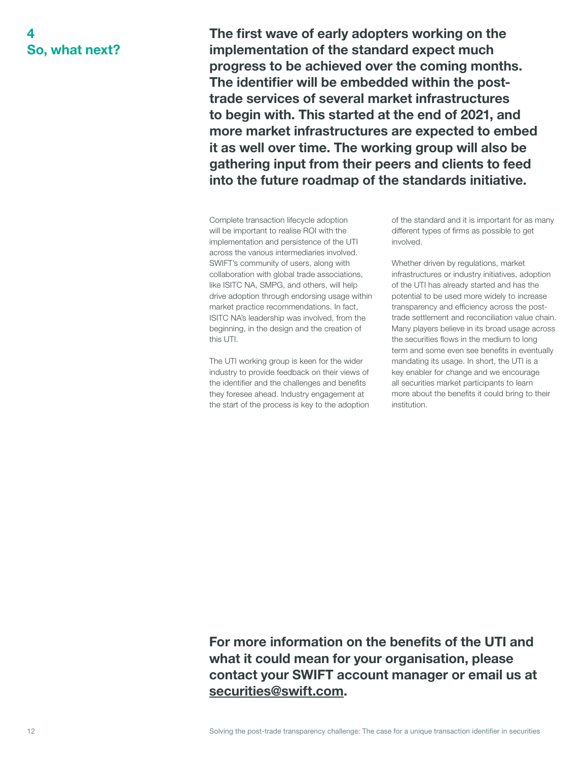# 4 So, what next?

**The first wave of early adopters working on the implementation of the standard expect much progress to be achieved over the coming months. The identifier will be embedded within the post-trade services of several market infrastructures to begin with. This started at the end of 2021, and more market infrastructures are expected to embed it as well over time. The working group will also be gathering input from their peers and clients to feed into the future roadmap of the standards initiative.**

Complete transaction lifecycle adoption will be important to realise ROI with the implementation and persistence of the UTI across the various intermediaries involved. SWIFT's community of users, along with collaboration with global trade associations, like ISITC NA, SMPG, and others, will help drive adoption through endorsing usage within market practice recommendations. In fact, ISITC NA's leadership was involved, from the beginning, in the design and the creation of this UTI.

The UTI working group is keen for the wider industry to provide feedback on their views of the identifier and the challenges and benefits they foresee ahead. Industry engagement at the start of the process is key to the adoption of the standard and it is important for as many different types of firms as possible to get involved.

Whether driven by regulations, market infrastructures or industry initiatives, adoption of the UTI has already started and has the potential to be used more widely to increase transparency and efficiency across the post-trade settlement and reconciliation value chain. Many players believe in its broad usage across the securities flows in the medium to long term and some even see benefits in eventually mandating its usage. In short, the UTI is a key enabler for change and we encourage all securities market participants to learn more about the benefits it could bring to their institution.

**For more information on the benefits of the UTI and what it could mean for your organisation, please contact your SWIFT account manager or email us at securities@swift.com.**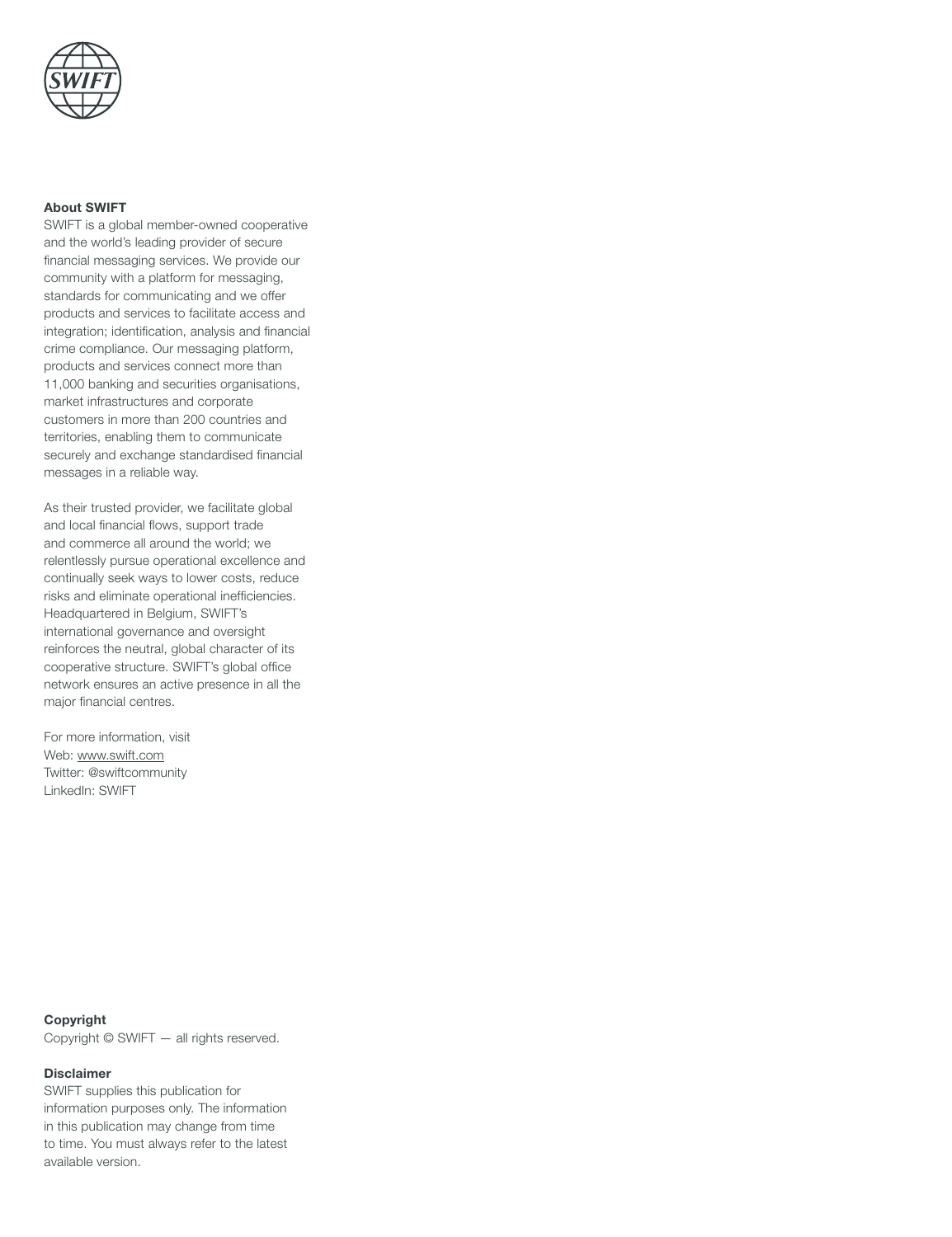**About SWIFT**

SWIFT is a global member-owned cooperative and the world's leading provider of secure financial messaging services. We provide our community with a platform for messaging, standards for communicating and we offer products and services to facilitate access and integration; identification, analysis and financial crime compliance. Our messaging platform, products and services connect more than 11,000 banking and securities organisations, market infrastructures and corporate customers in more than 200 countries and territories, enabling them to communicate securely and exchange standardised financial messages in a reliable way.

As their trusted provider, we facilitate global and local financial flows, support trade and commerce all around the world; we relentlessly pursue operational excellence and continually seek ways to lower costs, reduce risks and eliminate operational inefficiencies. Headquartered in Belgium, SWIFT's international governance and oversight reinforces the neutral, global character of its cooperative structure. SWIFT's global office network ensures an active presence in all the major financial centres.

For more information, visit
Web: www.swift.com
Twitter: @swiftcommunity
LinkedIn: SWIFT

**Copyright**

Copyright © SWIFT — all rights reserved.

**Disclaimer**

SWIFT supplies this publication for information purposes only. The information in this publication may change from time to time. You must always refer to the latest available version.